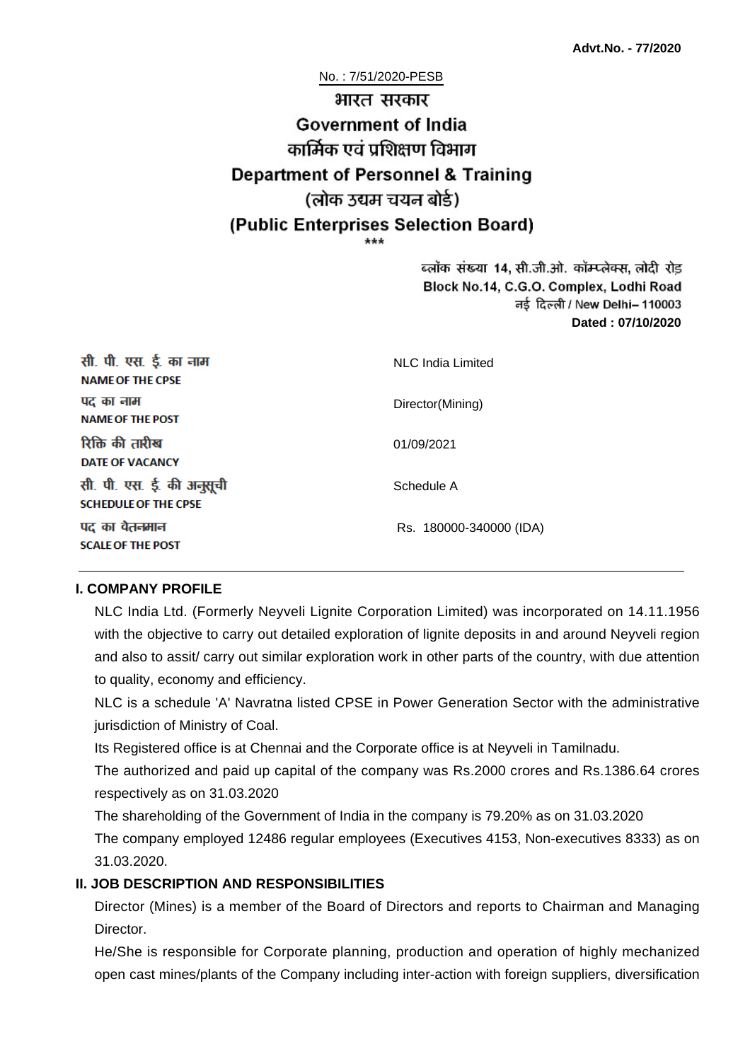**Advt.No. - 77/2020**

No. : 7/51/2020-PESB

# भारत सरकार
# Government of India
## कार्मिक एवं प्रशिक्षण विभाग
## Department of Personnel & Training
## (लोक उद्यम चयन बोर्ड)
## (Public Enterprises Selection Board)

\*\*\*

ब्लॉक संख्या 14, सी.जी.ओ. कॉम्प्लेक्स, लोदी रोड
Block No.14, C.G.O. Complex, Lodhi Road
नई दिल्ली / New Delhi– 110003
**Dated : 07/10/2020**

| | |
|---|---|
| सी. पी. एस. ई. का नाम **NAME OF THE CPSE** | NLC India Limited |
| पद का नाम **NAME OF THE POST** | Director(Mining) |
| रिक्ति की तारीख **DATE OF VACANCY** | 01/09/2021 |
| सी. पी. एस. ई. की अनुसूची **SCHEDULE OF THE CPSE** | Schedule A |
| पद का वेतनमान **SCALE OF THE POST** | Rs. 180000-340000 (IDA) |

### I. COMPANY PROFILE

NLC India Ltd. (Formerly Neyveli Lignite Corporation Limited) was incorporated on 14.11.1956 with the objective to carry out detailed exploration of lignite deposits in and around Neyveli region and also to assit/ carry out similar exploration work in other parts of the country, with due attention to quality, economy and efficiency.

NLC is a schedule 'A' Navratna listed CPSE in Power Generation Sector with the administrative jurisdiction of Ministry of Coal.

Its Registered office is at Chennai and the Corporate office is at Neyveli in Tamilnadu.

The authorized and paid up capital of the company was Rs.2000 crores and Rs.1386.64 crores respectively as on 31.03.2020

The shareholding of the Government of India in the company is 79.20% as on 31.03.2020

The company employed 12486 regular employees (Executives 4153, Non-executives 8333) as on 31.03.2020.

### II. JOB DESCRIPTION AND RESPONSIBILITIES

Director (Mines) is a member of the Board of Directors and reports to Chairman and Managing Director.

He/She is responsible for Corporate planning, production and operation of highly mechanized open cast mines/plants of the Company including inter-action with foreign suppliers, diversification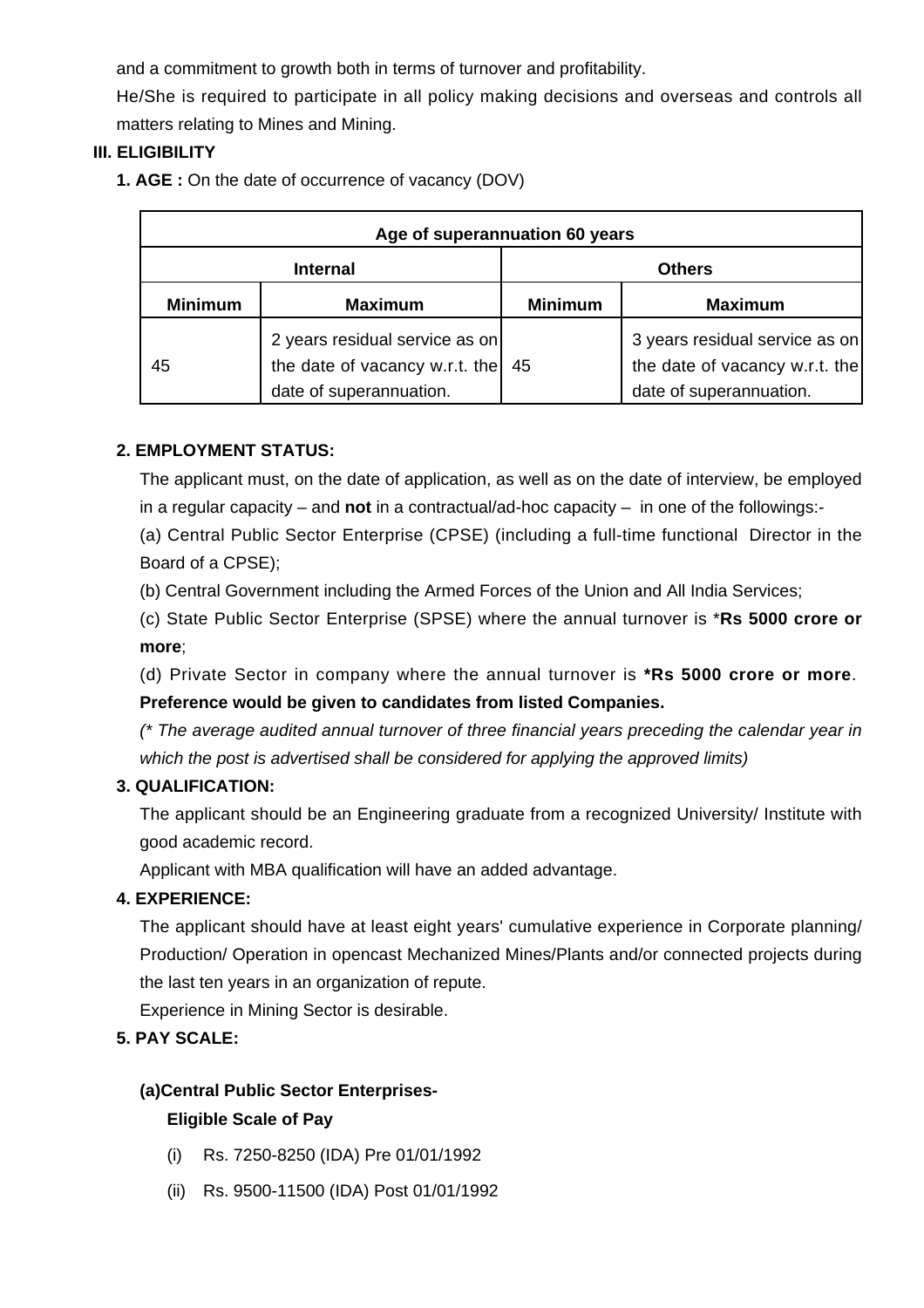and a commitment to growth both in terms of turnover and profitability.

He/She is required to participate in all policy making decisions and overseas and controls all matters relating to Mines and Mining.

### III. ELIGIBILITY

**1. AGE :** On the date of occurrence of vacancy (DOV)

| Age of superannuation 60 years | | | |
|---|---|---|---|
| **Internal** | | **Others** | |
| **Minimum** | **Maximum** | **Minimum** | **Maximum** |
| 45 | 2 years residual service as on the date of vacancy w.r.t. the date of superannuation. | 45 | 3 years residual service as on the date of vacancy w.r.t. the date of superannuation. |

**2. EMPLOYMENT STATUS:**

The applicant must, on the date of application, as well as on the date of interview, be employed in a regular capacity – and **not** in a contractual/ad-hoc capacity – in one of the followings:-

(a) Central Public Sector Enterprise (CPSE) (including a full-time functional Director in the Board of a CPSE);

(b) Central Government including the Armed Forces of the Union and All India Services;

(c) State Public Sector Enterprise (SPSE) where the annual turnover is ***Rs 5000 crore or more**;

(d) Private Sector in company where the annual turnover is ***Rs 5000 crore or more**. **Preference would be given to candidates from listed Companies.**

*(* The average audited annual turnover of three financial years preceding the calendar year in which the post is advertised shall be considered for applying the approved limits)*

**3. QUALIFICATION:**

The applicant should be an Engineering graduate from a recognized University/ Institute with good academic record.

Applicant with MBA qualification will have an added advantage.

**4. EXPERIENCE:**

The applicant should have at least eight years' cumulative experience in Corporate planning/ Production/ Operation in opencast Mechanized Mines/Plants and/or connected projects during the last ten years in an organization of repute.

Experience in Mining Sector is desirable.

**5. PAY SCALE:**

**(a)Central Public Sector Enterprises-**

**Eligible Scale of Pay**

(i) Rs. 7250-8250 (IDA) Pre 01/01/1992

(ii) Rs. 9500-11500 (IDA) Post 01/01/1992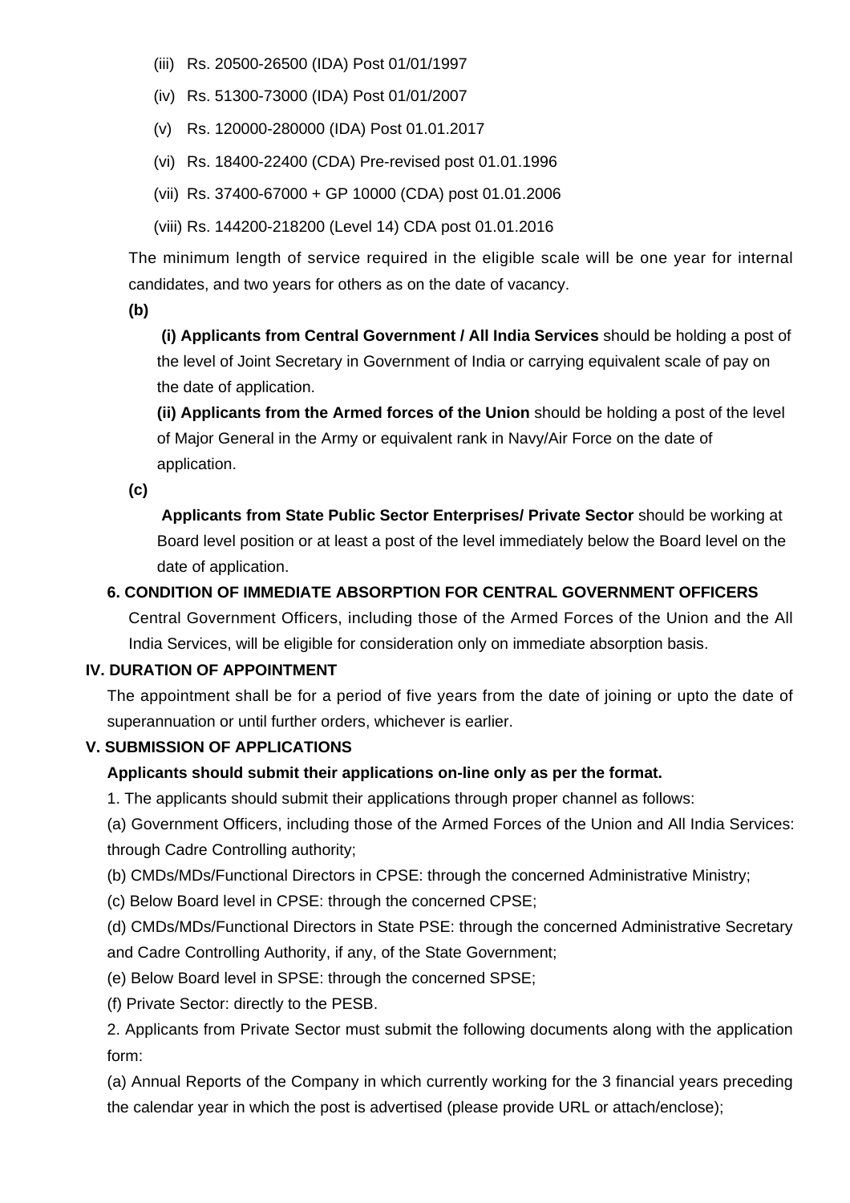(iii) Rs. 20500-26500 (IDA) Post 01/01/1997

(iv) Rs. 51300-73000 (IDA) Post 01/01/2007

(v) Rs. 120000-280000 (IDA) Post 01.01.2017

(vi) Rs. 18400-22400 (CDA) Pre-revised post 01.01.1996

(vii) Rs. 37400-67000 + GP 10000 (CDA) post 01.01.2006

(viii) Rs. 144200-218200 (Level 14) CDA post 01.01.2016

The minimum length of service required in the eligible scale will be one year for internal candidates, and two years for others as on the date of vacancy.

**(b)**

**(i) Applicants from Central Government / All India Services** should be holding a post of the level of Joint Secretary in Government of India or carrying equivalent scale of pay on the date of application.

**(ii) Applicants from the Armed forces of the Union** should be holding a post of the level of Major General in the Army or equivalent rank in Navy/Air Force on the date of application.

**(c)**

**Applicants from State Public Sector Enterprises/ Private Sector** should be working at Board level position or at least a post of the level immediately below the Board level on the date of application.

**6. CONDITION OF IMMEDIATE ABSORPTION FOR CENTRAL GOVERNMENT OFFICERS**

Central Government Officers, including those of the Armed Forces of the Union and the All India Services, will be eligible for consideration only on immediate absorption basis.

## IV. DURATION OF APPOINTMENT

The appointment shall be for a period of five years from the date of joining or upto the date of superannuation or until further orders, whichever is earlier.

## V. SUBMISSION OF APPLICATIONS

**Applicants should submit their applications on-line only as per the format.**

1. The applicants should submit their applications through proper channel as follows:

(a) Government Officers, including those of the Armed Forces of the Union and All India Services: through Cadre Controlling authority;

(b) CMDs/MDs/Functional Directors in CPSE: through the concerned Administrative Ministry;

(c) Below Board level in CPSE: through the concerned CPSE;

(d) CMDs/MDs/Functional Directors in State PSE: through the concerned Administrative Secretary and Cadre Controlling Authority, if any, of the State Government;

(e) Below Board level in SPSE: through the concerned SPSE;

(f) Private Sector: directly to the PESB.

2. Applicants from Private Sector must submit the following documents along with the application form:

(a) Annual Reports of the Company in which currently working for the 3 financial years preceding the calendar year in which the post is advertised (please provide URL or attach/enclose);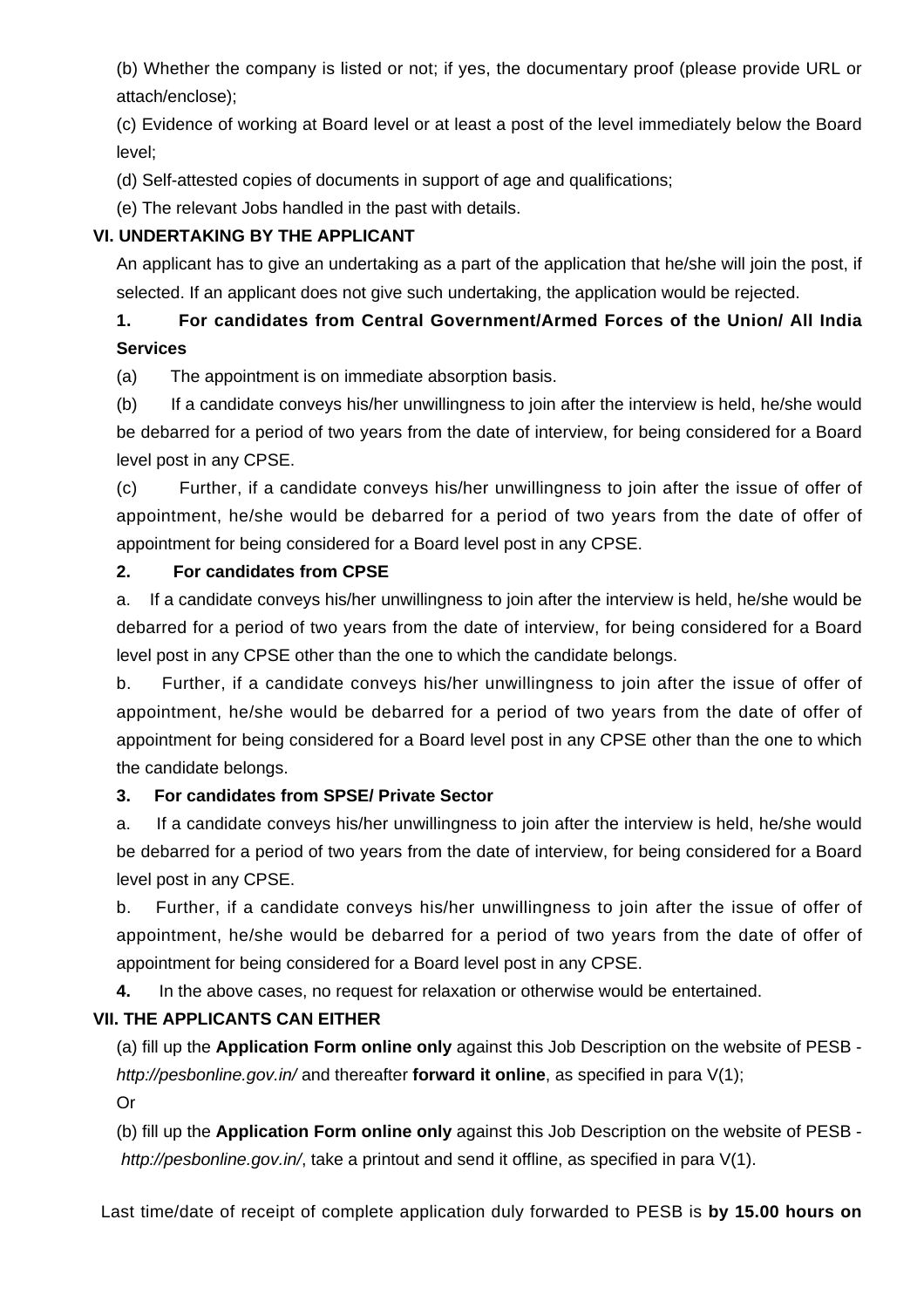(b) Whether the company is listed or not; if yes, the documentary proof (please provide URL or attach/enclose);

(c) Evidence of working at Board level or at least a post of the level immediately below the Board level;

(d) Self-attested copies of documents in support of age and qualifications;

(e) The relevant Jobs handled in the past with details.

**VI. UNDERTAKING BY THE APPLICANT**

An applicant has to give an undertaking as a part of the application that he/she will join the post, if selected. If an applicant does not give such undertaking, the application would be rejected.

**1. For candidates from Central Government/Armed Forces of the Union/ All India Services**

(a) The appointment is on immediate absorption basis.

(b) If a candidate conveys his/her unwillingness to join after the interview is held, he/she would be debarred for a period of two years from the date of interview, for being considered for a Board level post in any CPSE.

(c) Further, if a candidate conveys his/her unwillingness to join after the issue of offer of appointment, he/she would be debarred for a period of two years from the date of offer of appointment for being considered for a Board level post in any CPSE.

**2. For candidates from CPSE**

a. If a candidate conveys his/her unwillingness to join after the interview is held, he/she would be debarred for a period of two years from the date of interview, for being considered for a Board level post in any CPSE other than the one to which the candidate belongs.

b. Further, if a candidate conveys his/her unwillingness to join after the issue of offer of appointment, he/she would be debarred for a period of two years from the date of offer of appointment for being considered for a Board level post in any CPSE other than the one to which the candidate belongs.

**3. For candidates from SPSE/ Private Sector**

a. If a candidate conveys his/her unwillingness to join after the interview is held, he/she would be debarred for a period of two years from the date of interview, for being considered for a Board level post in any CPSE.

b. Further, if a candidate conveys his/her unwillingness to join after the issue of offer of appointment, he/she would be debarred for a period of two years from the date of offer of appointment for being considered for a Board level post in any CPSE.

**4.** In the above cases, no request for relaxation or otherwise would be entertained.

**VII. THE APPLICANTS CAN EITHER**

(a) fill up the **Application Form online only** against this Job Description on the website of PESB - *http://pesbonline.gov.in/* and thereafter **forward it online**, as specified in para V(1);

Or

(b) fill up the **Application Form online only** against this Job Description on the website of PESB - *http://pesbonline.gov.in/*, take a printout and send it offline, as specified in para V(1).

Last time/date of receipt of complete application duly forwarded to PESB is **by 15.00 hours on**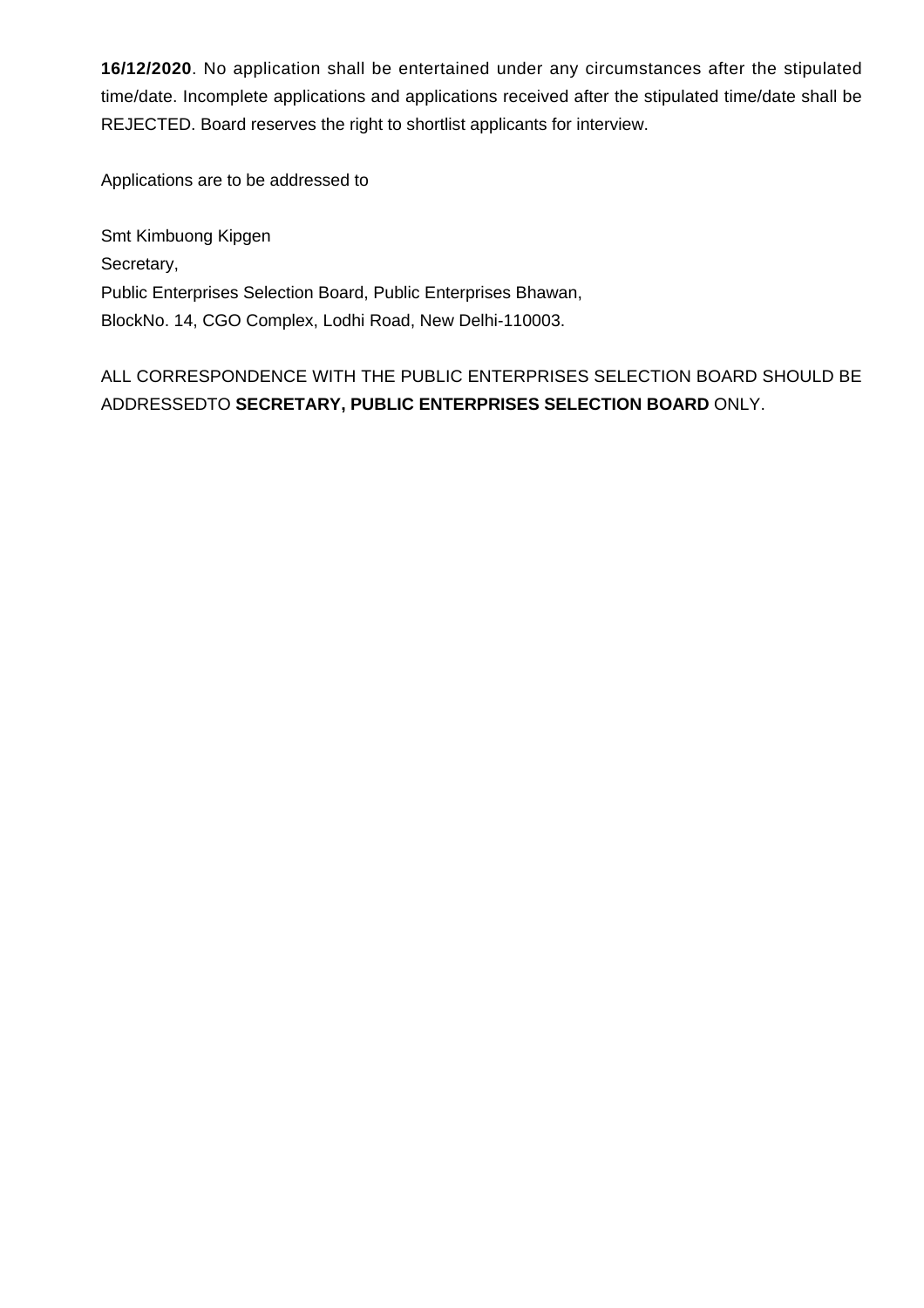**16/12/2020**. No application shall be entertained under any circumstances after the stipulated time/date. Incomplete applications and applications received after the stipulated time/date shall be REJECTED. Board reserves the right to shortlist applicants for interview.

Applications are to be addressed to

Smt Kimbuong Kipgen  
Secretary,  
Public Enterprises Selection Board, Public Enterprises Bhawan,  
BlockNo. 14, CGO Complex, Lodhi Road, New Delhi-110003.

ALL CORRESPONDENCE WITH THE PUBLIC ENTERPRISES SELECTION BOARD SHOULD BE ADDRESSEDTO **SECRETARY, PUBLIC ENTERPRISES SELECTION BOARD** ONLY.